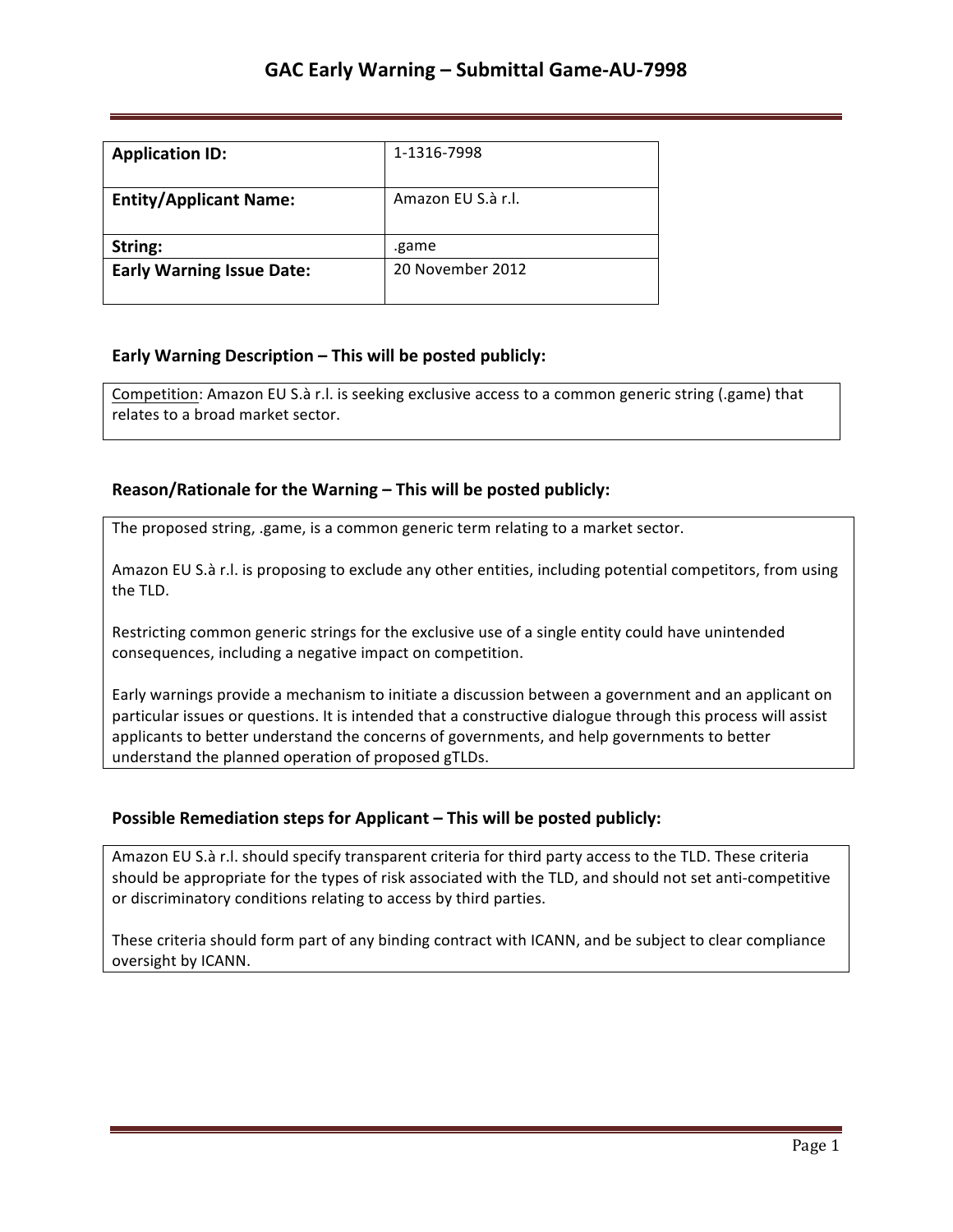# GAC Early Warning – Submittal Game-AU-7998

| **Application ID:** | 1-1316-7998 |
|---|---|
| **Entity/Applicant Name:** | Amazon EU S.à r.l. |
| **String:** | .game |
| **Early Warning Issue Date:** | 20 November 2012 |

### Early Warning Description – This will be posted publicly:

Competition: Amazon EU S.à r.l. is seeking exclusive access to a common generic string (.game) that relates to a broad market sector.

### Reason/Rationale for the Warning – This will be posted publicly:

The proposed string, .game, is a common generic term relating to a market sector.

Amazon EU S.à r.l. is proposing to exclude any other entities, including potential competitors, from using the TLD.

Restricting common generic strings for the exclusive use of a single entity could have unintended consequences, including a negative impact on competition.

Early warnings provide a mechanism to initiate a discussion between a government and an applicant on particular issues or questions. It is intended that a constructive dialogue through this process will assist applicants to better understand the concerns of governments, and help governments to better understand the planned operation of proposed gTLDs.

### Possible Remediation steps for Applicant – This will be posted publicly:

Amazon EU S.à r.l. should specify transparent criteria for third party access to the TLD. These criteria should be appropriate for the types of risk associated with the TLD, and should not set anti-competitive or discriminatory conditions relating to access by third parties.

These criteria should form part of any binding contract with ICANN, and be subject to clear compliance oversight by ICANN.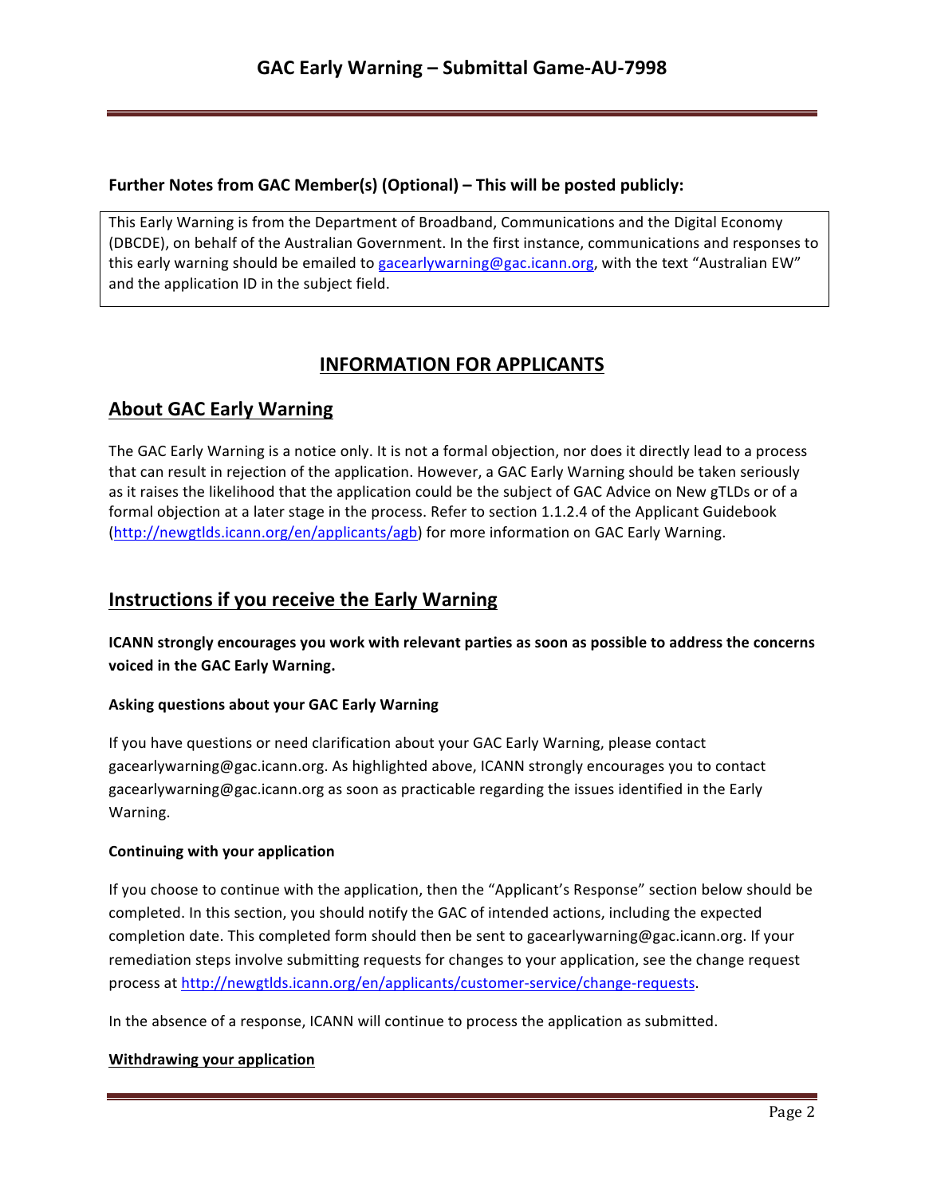**Further Notes from GAC Member(s) (Optional) – This will be posted publicly:**

This Early Warning is from the Department of Broadband, Communications and the Digital Economy (DBCDE), on behalf of the Australian Government. In the first instance, communications and responses to this early warning should be emailed to gacearlywarning@gac.icann.org, with the text "Australian EW" and the application ID in the subject field.

# INFORMATION FOR APPLICANTS

## About GAC Early Warning

The GAC Early Warning is a notice only. It is not a formal objection, nor does it directly lead to a process that can result in rejection of the application. However, a GAC Early Warning should be taken seriously as it raises the likelihood that the application could be the subject of GAC Advice on New gTLDs or of a formal objection at a later stage in the process. Refer to section 1.1.2.4 of the Applicant Guidebook (http://newgtlds.icann.org/en/applicants/agb) for more information on GAC Early Warning.

## Instructions if you receive the Early Warning

**ICANN strongly encourages you work with relevant parties as soon as possible to address the concerns voiced in the GAC Early Warning.**

### Asking questions about your GAC Early Warning

If you have questions or need clarification about your GAC Early Warning, please contact gacearlywarning@gac.icann.org. As highlighted above, ICANN strongly encourages you to contact gacearlywarning@gac.icann.org as soon as practicable regarding the issues identified in the Early Warning.

### Continuing with your application

If you choose to continue with the application, then the "Applicant's Response" section below should be completed. In this section, you should notify the GAC of intended actions, including the expected completion date. This completed form should then be sent to gacearlywarning@gac.icann.org. If your remediation steps involve submitting requests for changes to your application, see the change request process at http://newgtlds.icann.org/en/applicants/customer-service/change-requests.

In the absence of a response, ICANN will continue to process the application as submitted.

### Withdrawing your application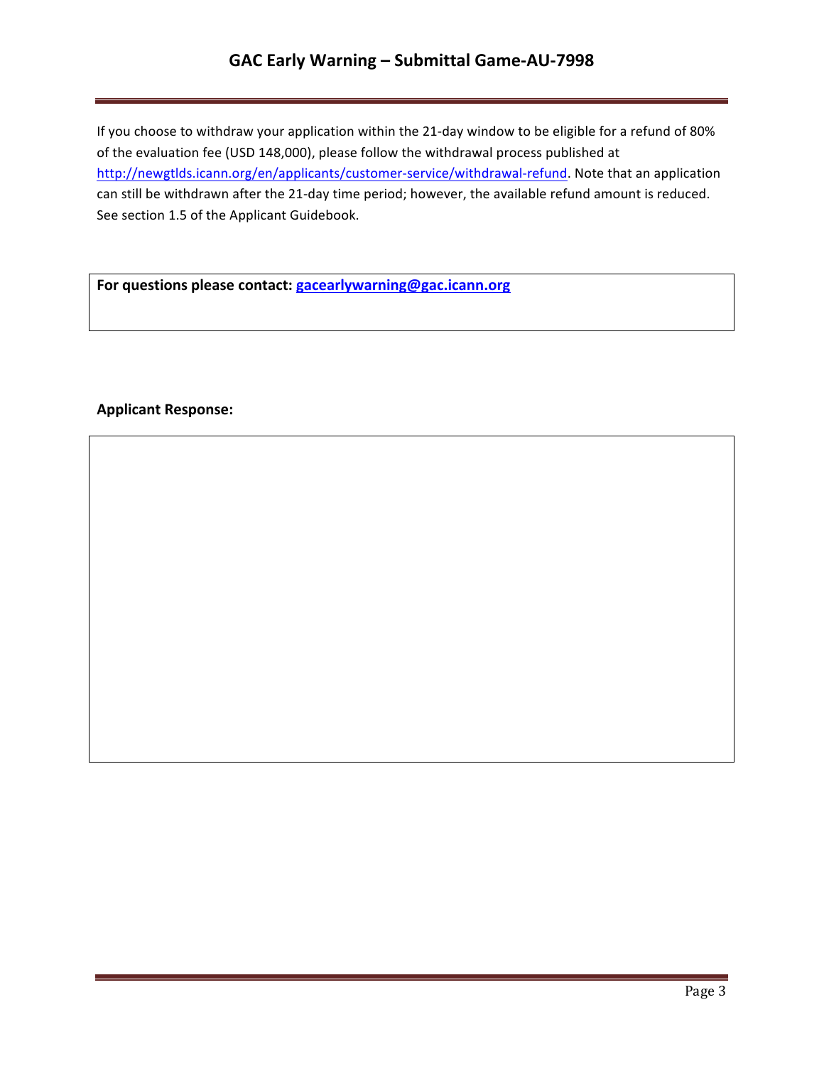If you choose to withdraw your application within the 21-day window to be eligible for a refund of 80% of the evaluation fee (USD 148,000), please follow the withdrawal process published at http://newgtlds.icann.org/en/applicants/customer-service/withdrawal-refund. Note that an application can still be withdrawn after the 21-day time period; however, the available refund amount is reduced. See section 1.5 of the Applicant Guidebook.

**For questions please contact: gacearlywarning@gac.icann.org**

**Applicant Response:**